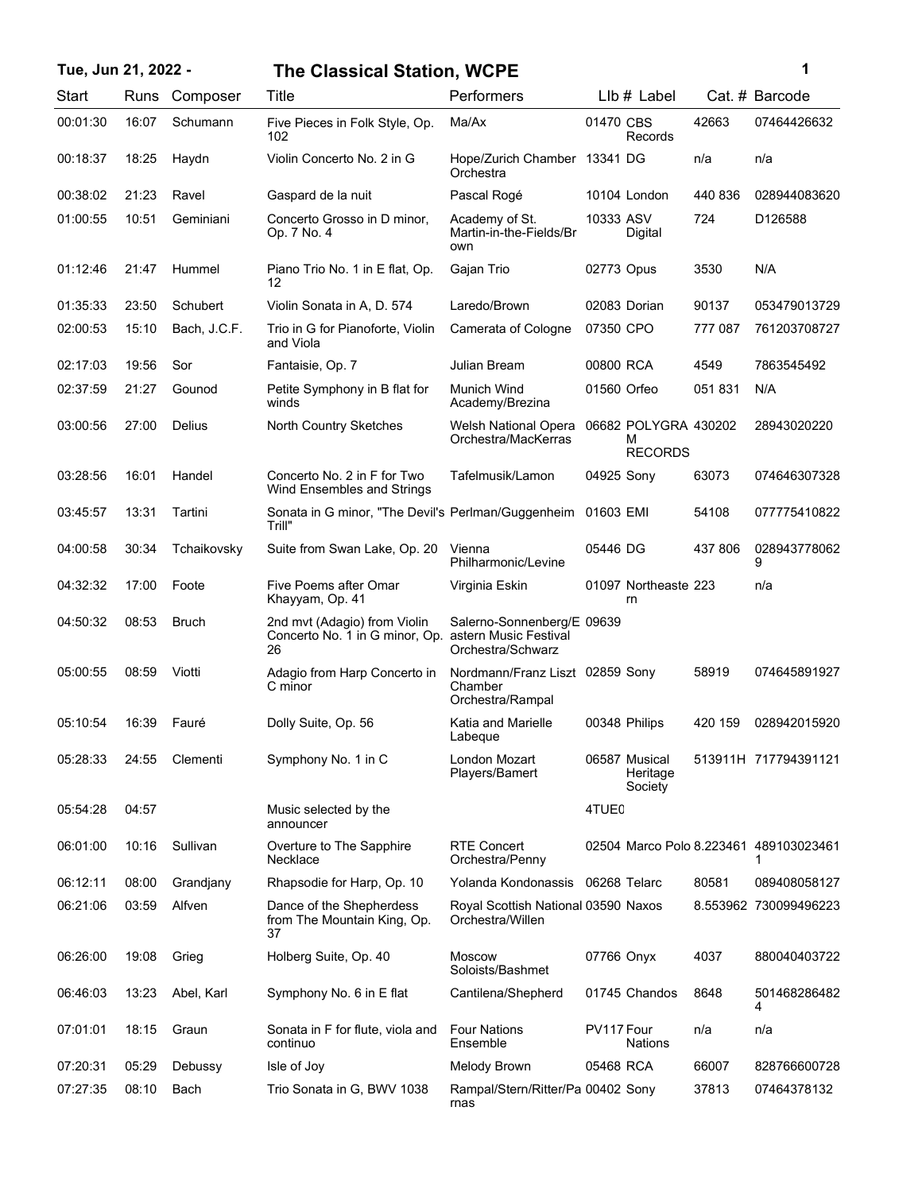# Tue, Jun 21, 2022 - The Classical Station, WCPE

| Start | Runs | Composer | Title | Performers | Llb # | Label | Cat. # | Barcode |
|---|---|---|---|---|---|---|---|---|
| 00:01:30 | 16:07 | Schumann | Five Pieces in Folk Style, Op. 102 | Ma/Ax | 01470 | CBS Records | 42663 | 07464426632 |
| 00:18:37 | 18:25 | Haydn | Violin Concerto No. 2 in G | Hope/Zurich Chamber Orchestra | 13341 | DG | n/a | n/a |
| 00:38:02 | 21:23 | Ravel | Gaspard de la nuit | Pascal Rogé | 10104 | London | 440 836 | 028944083620 |
| 01:00:55 | 10:51 | Geminiani | Concerto Grosso in D minor, Op. 7 No. 4 | Academy of St. Martin-in-the-Fields/Brown | 10333 | ASV Digital | 724 | D126588 |
| 01:12:46 | 21:47 | Hummel | Piano Trio No. 1 in E flat, Op. 12 | Gajan Trio | 02773 | Opus | 3530 | N/A |
| 01:35:33 | 23:50 | Schubert | Violin Sonata in A, D. 574 | Laredo/Brown | 02083 | Dorian | 90137 | 053479013729 |
| 02:00:53 | 15:10 | Bach, J.C.F. | Trio in G for Pianoforte, Violin and Viola | Camerata of Cologne | 07350 | CPO | 777 087 | 761203708727 |
| 02:17:03 | 19:56 | Sor | Fantaisie, Op. 7 | Julian Bream | 00800 | RCA | 4549 | 7863545492 |
| 02:37:59 | 21:27 | Gounod | Petite Symphony in B flat for winds | Munich Wind Academy/Brezina | 01560 | Orfeo | 051 831 | N/A |
| 03:00:56 | 27:00 | Delius | North Country Sketches | Welsh National Opera Orchestra/MacKerras | 06682 | POLYGRAM RECORDS | 430202 | 28943020220 |
| 03:28:56 | 16:01 | Handel | Concerto No. 2 in F for Two Wind Ensembles and Strings | Tafelmusik/Lamon | 04925 | Sony | 63073 | 074646307328 |
| 03:45:57 | 13:31 | Tartini | Sonata in G minor, "The Devil's Trill" | Perlman/Guggenheim | 01603 | EMI | 54108 | 077775410822 |
| 04:00:58 | 30:34 | Tchaikovsky | Suite from Swan Lake, Op. 20 | Vienna Philharmonic/Levine | 05446 | DG | 437 806 | 0289437780629 |
| 04:32:32 | 17:00 | Foote | Five Poems after Omar Khayyam, Op. 41 | Virginia Eskin | 01097 | Northeastern | 223 | n/a |
| 04:50:32 | 08:53 | Bruch | 2nd mvt (Adagio) from Violin Concerto No. 1 in G minor, Op. 26 | Salerno-Sonnenberg/Eastern Music Festival Orchestra/Schwarz | 09639 | | | |
| 05:00:55 | 08:59 | Viotti | Adagio from Harp Concerto in C minor | Nordmann/Franz Liszt Chamber Orchestra/Rampal | 02859 | Sony | 58919 | 074645891927 |
| 05:10:54 | 16:39 | Fauré | Dolly Suite, Op. 56 | Katia and Marielle Labeque | 00348 | Philips | 420 159 | 028942015920 |
| 05:28:33 | 24:55 | Clementi | Symphony No. 1 in C | London Mozart Players/Bamert | 06587 | Musical Heritage Society | 513911H | 717794391121 |
| 05:54:28 | 04:57 | | Music selected by the announcer | | 4TUE0 | | | |
| 06:01:00 | 10:16 | Sullivan | Overture to The Sapphire Necklace | RTE Concert Orchestra/Penny | 02504 | Marco Polo | 8.223461 | 4891030234611 |
| 06:12:11 | 08:00 | Grandjany | Rhapsodie for Harp, Op. 10 | Yolanda Kondonassis | 06268 | Telarc | 80581 | 089408058127 |
| 06:21:06 | 03:59 | Alfven | Dance of the Shepherdess from The Mountain King, Op. 37 | Royal Scottish National Orchestra/Willen | 03590 | Naxos | 8.553962 | 730099496223 |
| 06:26:00 | 19:08 | Grieg | Holberg Suite, Op. 40 | Moscow Soloists/Bashmet | 07766 | Onyx | 4037 | 880040403722 |
| 06:46:03 | 13:23 | Abel, Karl | Symphony No. 6 in E flat | Cantilena/Shepherd | 01745 | Chandos | 8648 | 5014682864824 |
| 07:01:01 | 18:15 | Graun | Sonata in F for flute, viola and continuo | Four Nations Ensemble | PV117 | Four Nations | n/a | n/a |
| 07:20:31 | 05:29 | Debussy | Isle of Joy | Melody Brown | 05468 | RCA | 66007 | 828766600728 |
| 07:27:35 | 08:10 | Bach | Trio Sonata in G, BWV 1038 | Rampal/Stern/Ritter/Parnas | 00402 | Sony | 37813 | 07464378132 |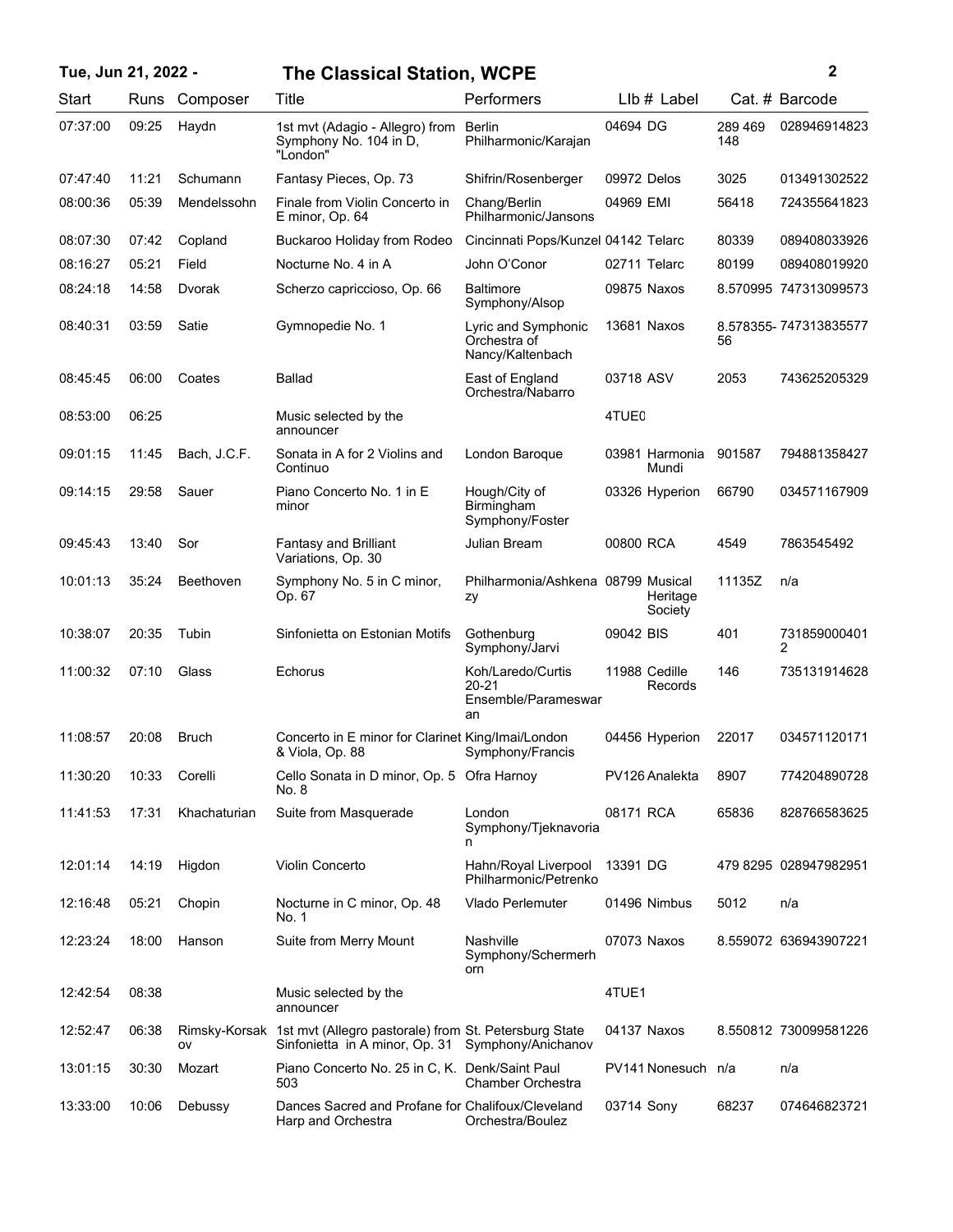| Start | Runs | Composer | Title | Performers | LIb # | Label | Cat. # | Barcode |
|---|---|---|---|---|---|---|---|---|
| 07:37:00 | 09:25 | Haydn | 1st mvt (Adagio - Allegro) from Symphony No. 104 in D, "London" | Berlin Philharmonic/Karajan | 04694 | DG | 289 469 148 | 028946914823 |
| 07:47:40 | 11:21 | Schumann | Fantasy Pieces, Op. 73 | Shifrin/Rosenberger | 09972 | Delos | 3025 | 013491302522 |
| 08:00:36 | 05:39 | Mendelssohn | Finale from Violin Concerto in E minor, Op. 64 | Chang/Berlin Philharmonic/Jansons | 04969 | EMI | 56418 | 724355641823 |
| 08:07:30 | 07:42 | Copland | Buckaroo Holiday from Rodeo | Cincinnati Pops/Kunzel | 04142 | Telarc | 80339 | 089408033926 |
| 08:16:27 | 05:21 | Field | Nocturne No. 4 in A | John O'Conor | 02711 | Telarc | 80199 | 089408019920 |
| 08:24:18 | 14:58 | Dvorak | Scherzo capriccioso, Op. 66 | Baltimore Symphony/Alsop | 09875 | Naxos | 8.570995 | 747313099573 |
| 08:40:31 | 03:59 | Satie | Gymnopedie No. 1 | Lyric and Symphonic Orchestra of Nancy/Kaltenbach | 13681 | Naxos | 8.578355-56 | 747313835577 |
| 08:45:45 | 06:00 | Coates | Ballad | East of England Orchestra/Nabarro | 03718 | ASV | 2053 | 743625205329 |
| 08:53:00 | 06:25 | | Music selected by the announcer | | 4TUE0 | | | |
| 09:01:15 | 11:45 | Bach, J.C.F. | Sonata in A for 2 Violins and Continuo | London Baroque | 03981 | Harmonia Mundi | 901587 | 794881358427 |
| 09:14:15 | 29:58 | Sauer | Piano Concerto No. 1 in E minor | Hough/City of Birmingham Symphony/Foster | 03326 | Hyperion | 66790 | 034571167909 |
| 09:45:43 | 13:40 | Sor | Fantasy and Brilliant Variations, Op. 30 | Julian Bream | 00800 | RCA | 4549 | 7863545492 |
| 10:01:13 | 35:24 | Beethoven | Symphony No. 5 in C minor, Op. 67 | Philharmonia/Ashkenazy | 08799 | Musical Heritage Society | 11135Z | n/a |
| 10:38:07 | 20:35 | Tubin | Sinfonietta on Estonian Motifs | Gothenburg Symphony/Jarvi | 09042 | BIS | 401 | 7318590004012 |
| 11:00:32 | 07:10 | Glass | Echorus | Koh/Laredo/Curtis 20-21 Ensemble/Parameswaran | 11988 | Cedille Records | 146 | 735131914628 |
| 11:08:57 | 20:08 | Bruch | Concerto in E minor for Clarinet & Viola, Op. 88 | King/Imai/London Symphony/Francis | 04456 | Hyperion | 22017 | 034571120171 |
| 11:30:20 | 10:33 | Corelli | Cello Sonata in D minor, Op. 5 No. 8 | Ofra Harnoy | PV126 | Analekta | 8907 | 774204890728 |
| 11:41:53 | 17:31 | Khachaturian | Suite from Masquerade | London Symphony/Tjeknavorian | 08171 | RCA | 65836 | 828766583625 |
| 12:01:14 | 14:19 | Higdon | Violin Concerto | Hahn/Royal Liverpool Philharmonic/Petrenko | 13391 | DG | 479 8295 | 028947982951 |
| 12:16:48 | 05:21 | Chopin | Nocturne in C minor, Op. 48 No. 1 | Vlado Perlemuter | 01496 | Nimbus | 5012 | n/a |
| 12:23:24 | 18:00 | Hanson | Suite from Merry Mount | Nashville Symphony/Schermerhorn | 07073 | Naxos | 8.559072 | 636943907221 |
| 12:42:54 | 08:38 | | Music selected by the announcer | | 4TUE1 | | | |
| 12:52:47 | 06:38 | Rimsky-Korsakov | 1st mvt (Allegro pastorale) from Sinfonietta in A minor, Op. 31 | St. Petersburg State Symphony/Anichanov | 04137 | Naxos | 8.550812 | 730099581226 |
| 13:01:15 | 30:30 | Mozart | Piano Concerto No. 25 in C, K. 503 | Denk/Saint Paul Chamber Orchestra | PV141 | Nonesuch | n/a | n/a |
| 13:33:00 | 10:06 | Debussy | Dances Sacred and Profane for Harp and Orchestra | Chalifoux/Cleveland Orchestra/Boulez | 03714 | Sony | 68237 | 074646823721 |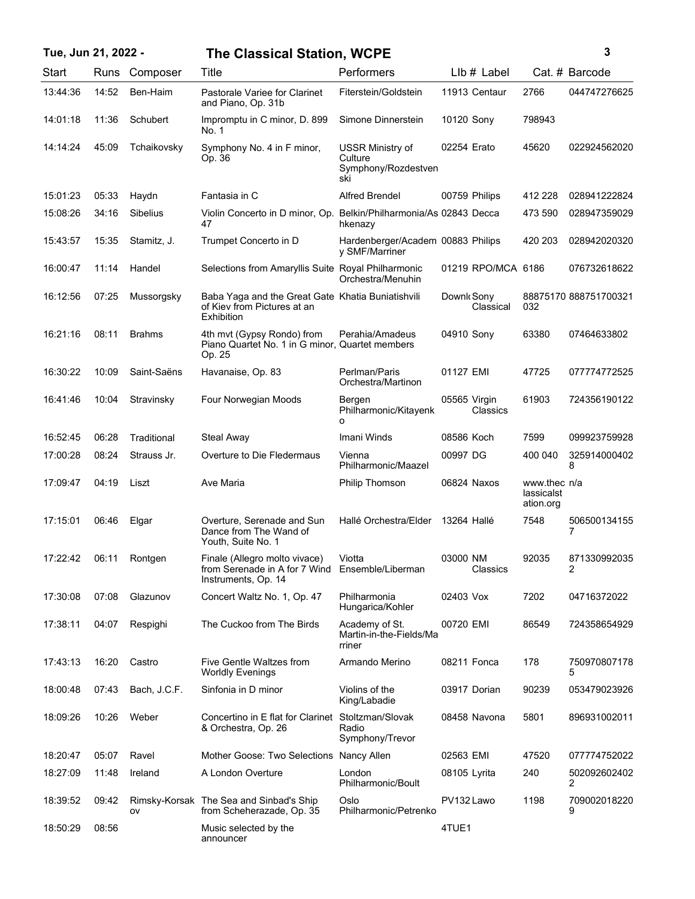| Start | Runs | Composer | Title | Performers | Llb # | Label | Cat. # | Barcode |
|---|---|---|---|---|---|---|---|---|
| 13:44:36 | 14:52 | Ben-Haim | Pastorale Variee for Clarinet and Piano, Op. 31b | Fiterstein/Goldstein | 11913 | Centaur | 2766 | 044747276625 |
| 14:01:18 | 11:36 | Schubert | Impromptu in C minor, D. 899 No. 1 | Simone Dinnerstein | 10120 | Sony | 798943 | |
| 14:14:24 | 45:09 | Tchaikovsky | Symphony No. 4 in F minor, Op. 36 | USSR Ministry of Culture Symphony/Rozdestvenski | 02254 | Erato | 45620 | 022924562020 |
| 15:01:23 | 05:33 | Haydn | Fantasia in C | Alfred Brendel | 00759 | Philips | 412 228 | 028941222824 |
| 15:08:26 | 34:16 | Sibelius | Violin Concerto in D minor, Op. 47 | Belkin/Philharmonia/Ashkenazy | 02843 | Decca | 473 590 | 028947359029 |
| 15:43:57 | 15:35 | Stamitz, J. | Trumpet Concerto in D | Hardenberger/Academy SMF/Marriner | 00883 | Philips | 420 203 | 028942020320 |
| 16:00:47 | 11:14 | Handel | Selections from Amaryllis Suite | Royal Philharmonic Orchestra/Menuhin | 01219 | RPO/MCA | 6186 | 076732618622 |
| 16:12:56 | 07:25 | Mussorgsky | Baba Yaga and the Great Gate of Kiev from Pictures at an Exhibition | Khatia Buniatishvili | Downl( | Sony Classical | 88875170032 | 888751700321 |
| 16:21:16 | 08:11 | Brahms | 4th mvt (Gypsy Rondo) from Piano Quartet No. 1 in G minor, Op. 25 | Perahia/Amadeus Quartet members | 04910 | Sony | 63380 | 07464633802 |
| 16:30:22 | 10:09 | Saint-Saëns | Havanaise, Op. 83 | Perlman/Paris Orchestra/Martinon | 01127 | EMI | 47725 | 077774772525 |
| 16:41:46 | 10:04 | Stravinsky | Four Norwegian Moods | Bergen Philharmonic/Kitayenko | 05565 | Virgin Classics | 61903 | 724356190122 |
| 16:52:45 | 06:28 | Traditional | Steal Away | Imani Winds | 08586 | Koch | 7599 | 099923759928 |
| 17:00:28 | 08:24 | Strauss Jr. | Overture to Die Fledermaus | Vienna Philharmonic/Maazel | 00997 | DG | 400 040 | 3259140004028 |
| 17:09:47 | 04:19 | Liszt | Ave Maria | Philip Thomson | 06824 | Naxos | www.theclassicalstation.org | n/a |
| 17:15:01 | 06:46 | Elgar | Overture, Serenade and Sun Dance from The Wand of Youth, Suite No. 1 | Hallé Orchestra/Elder | 13264 | Hallé | 7548 | 5065001341557 |
| 17:22:42 | 06:11 | Rontgen | Finale (Allegro molto vivace) from Serenade in A for 7 Wind Instruments, Op. 14 | Viotta Ensemble/Liberman | 03000 | NM Classics | 92035 | 8713309920352 |
| 17:30:08 | 07:08 | Glazunov | Concert Waltz No. 1, Op. 47 | Philharmonia Hungarica/Kohler | 02403 | Vox | 7202 | 04716372022 |
| 17:38:11 | 04:07 | Respighi | The Cuckoo from The Birds | Academy of St. Martin-in-the-Fields/Marriner | 00720 | EMI | 86549 | 724358654929 |
| 17:43:13 | 16:20 | Castro | Five Gentle Waltzes from Worldly Evenings | Armando Merino | 08211 | Fonca | 178 | 7509708071785 |
| 18:00:48 | 07:43 | Bach, J.C.F. | Sinfonia in D minor | Violins of the King/Labadie | 03917 | Dorian | 90239 | 053479023926 |
| 18:09:26 | 10:26 | Weber | Concertino in E flat for Clarinet & Orchestra, Op. 26 | Stoltzman/Slovak Radio Symphony/Trevor | 08458 | Navona | 5801 | 896931002011 |
| 18:20:47 | 05:07 | Ravel | Mother Goose: Two Selections | Nancy Allen | 02563 | EMI | 47520 | 077774752022 |
| 18:27:09 | 11:48 | Ireland | A London Overture | London Philharmonic/Boult | 08105 | Lyrita | 240 | 5020926024022 |
| 18:39:52 | 09:42 | Rimsky-Korsakov | The Sea and Sinbad's Ship from Scheherazade, Op. 35 | Oslo Philharmonic/Petrenko | PV132 | Lawo | 1198 | 7090020182209 |
| 18:50:29 | 08:56 | | Music selected by the announcer | | 4TUE1 | | | |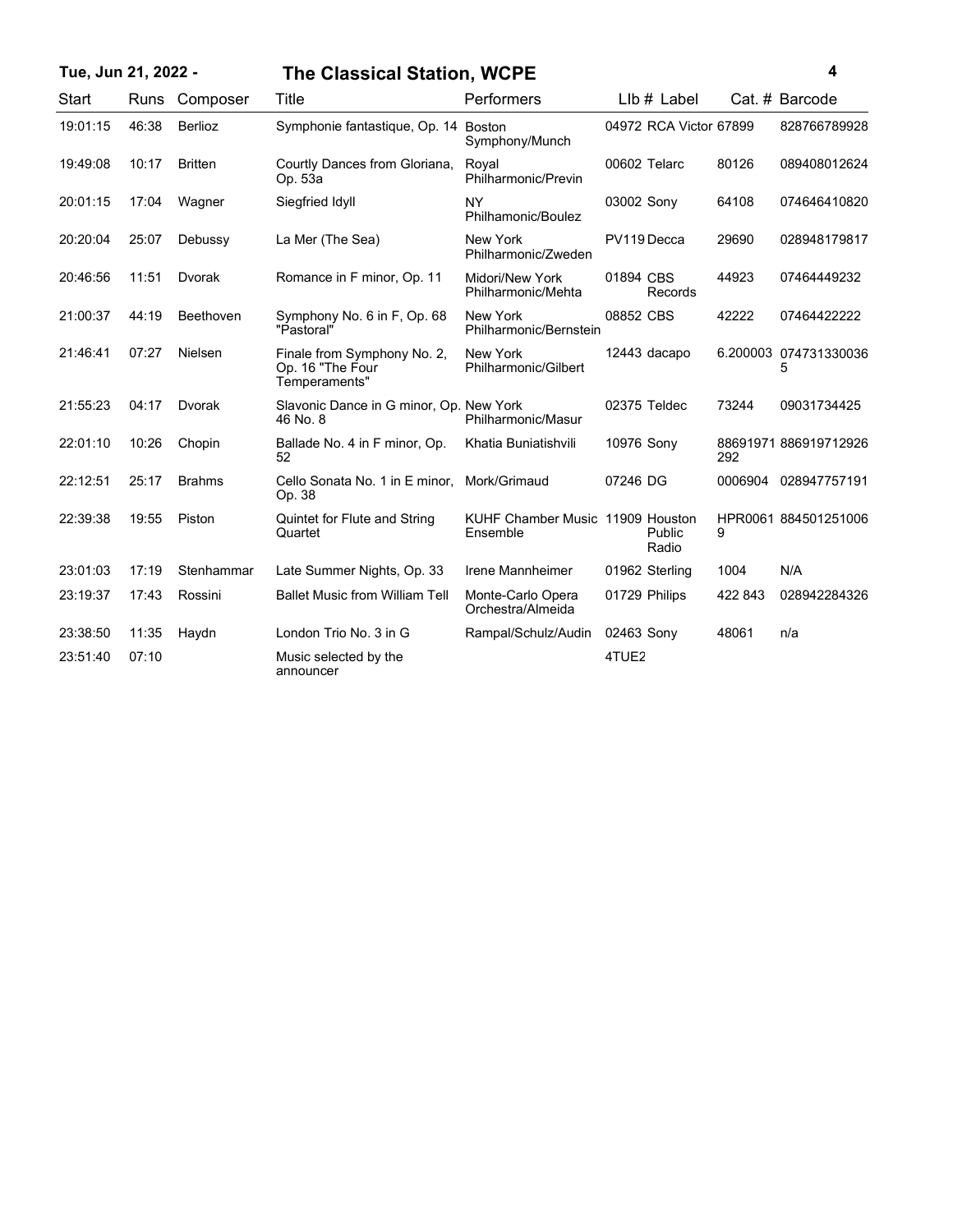**Tue, Jun 21, 2022 -** **The Classical Station, WCPE**

| Start | Runs | Composer | Title | Performers | Llb # | Label | Cat. # | Barcode |
|---|---|---|---|---|---|---|---|---|
| 19:01:15 | 46:38 | Berlioz | Symphonie fantastique, Op. 14 | Boston Symphony/Munch | 04972 | RCA Victor | 67899 | 828766789928 |
| 19:49:08 | 10:17 | Britten | Courtly Dances from Gloriana, Op. 53a | Royal Philharmonic/Previn | 00602 | Telarc | 80126 | 089408012624 |
| 20:01:15 | 17:04 | Wagner | Siegfried Idyll | NY Philhamonic/Boulez | 03002 | Sony | 64108 | 074646410820 |
| 20:20:04 | 25:07 | Debussy | La Mer (The Sea) | New York Philharmonic/Zweden | PV119 | Decca | 29690 | 028948179817 |
| 20:46:56 | 11:51 | Dvorak | Romance in F minor, Op. 11 | Midori/New York Philharmonic/Mehta | 01894 | CBS Records | 44923 | 07464449232 |
| 21:00:37 | 44:19 | Beethoven | Symphony No. 6 in F, Op. 68 "Pastoral" | New York Philharmonic/Bernstein | 08852 | CBS | 42222 | 07464422222 |
| 21:46:41 | 07:27 | Nielsen | Finale from Symphony No. 2, Op. 16 "The Four Temperaments" | New York Philharmonic/Gilbert | 12443 | dacapo | 6.200003 | 0747313300365 |
| 21:55:23 | 04:17 | Dvorak | Slavonic Dance in G minor, Op. 46 No. 8 | New York Philharmonic/Masur | 02375 | Teldec | 73244 | 09031734425 |
| 22:01:10 | 10:26 | Chopin | Ballade No. 4 in F minor, Op. 52 | Khatia Buniatishvili | 10976 | Sony | 88691971292 | 886919712926 |
| 22:12:51 | 25:17 | Brahms | Cello Sonata No. 1 in E minor, Op. 38 | Mork/Grimaud | 07246 | DG | 0006904 | 028947757191 |
| 22:39:38 | 19:55 | Piston | Quintet for Flute and String Quartet | KUHF Chamber Music Ensemble | 11909 | Houston Public Radio | HPR00619 | 884501251006 |
| 23:01:03 | 17:19 | Stenhammar | Late Summer Nights, Op. 33 | Irene Mannheimer | 01962 | Sterling | 1004 | N/A |
| 23:19:37 | 17:43 | Rossini | Ballet Music from William Tell | Monte-Carlo Opera Orchestra/Almeida | 01729 | Philips | 422 843 | 028942284326 |
| 23:38:50 | 11:35 | Haydn | London Trio No. 3 in G | Rampal/Schulz/Audin | 02463 | Sony | 48061 | n/a |
| 23:51:40 | 07:10 | | Music selected by the announcer | | 4TUE2 | | | |